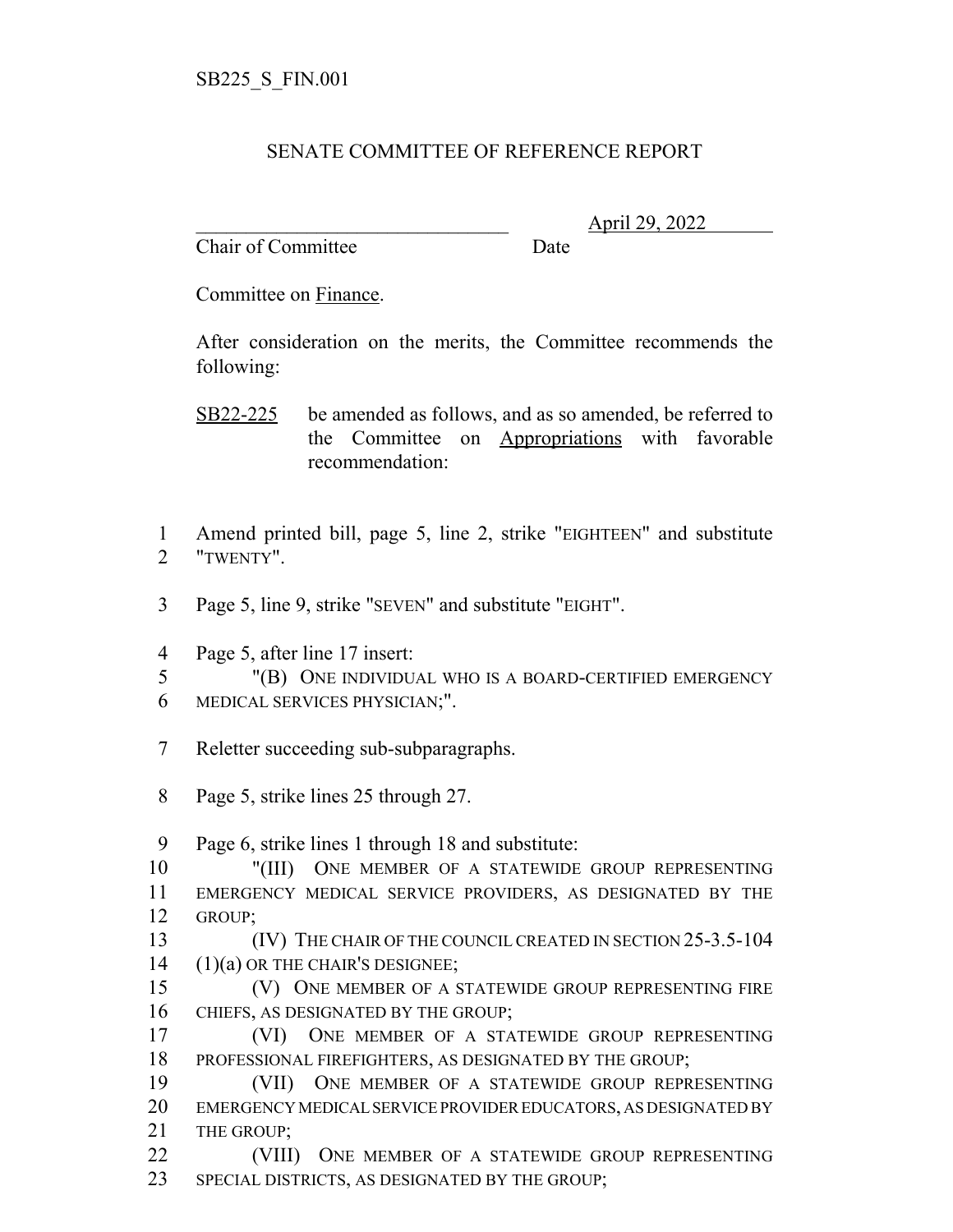SB225_S_FIN.001

# SENATE COMMITTEE OF REFERENCE REPORT

_______________________________ April 29, 2022
Chair of Committee Date

Committee on Finance.

After consideration on the merits, the Committee recommends the following:

SB22-225 be amended as follows, and as so amended, be referred to the Committee on Appropriations with favorable recommendation:

1 Amend printed bill, page 5, line 2, strike "EIGHTEEN" and substitute
2 "TWENTY".

3 Page 5, line 9, strike "SEVEN" and substitute "EIGHT".

4 Page 5, after line 17 insert:
5 "(B) ONE INDIVIDUAL WHO IS A BOARD-CERTIFIED EMERGENCY
6 MEDICAL SERVICES PHYSICIAN;".

7 Reletter succeeding sub-subparagraphs.

8 Page 5, strike lines 25 through 27.

9 Page 6, strike lines 1 through 18 and substitute:
10 "(III) ONE MEMBER OF A STATEWIDE GROUP REPRESENTING
11 EMERGENCY MEDICAL SERVICE PROVIDERS, AS DESIGNATED BY THE
12 GROUP;
13 (IV) THE CHAIR OF THE COUNCIL CREATED IN SECTION 25-3.5-104
14 (1)(a) OR THE CHAIR'S DESIGNEE;
15 (V) ONE MEMBER OF A STATEWIDE GROUP REPRESENTING FIRE
16 CHIEFS, AS DESIGNATED BY THE GROUP;
17 (VI) ONE MEMBER OF A STATEWIDE GROUP REPRESENTING
18 PROFESSIONAL FIREFIGHTERS, AS DESIGNATED BY THE GROUP;
19 (VII) ONE MEMBER OF A STATEWIDE GROUP REPRESENTING
20 EMERGENCY MEDICAL SERVICE PROVIDER EDUCATORS, AS DESIGNATED BY
21 THE GROUP;
22 (VIII) ONE MEMBER OF A STATEWIDE GROUP REPRESENTING
23 SPECIAL DISTRICTS, AS DESIGNATED BY THE GROUP;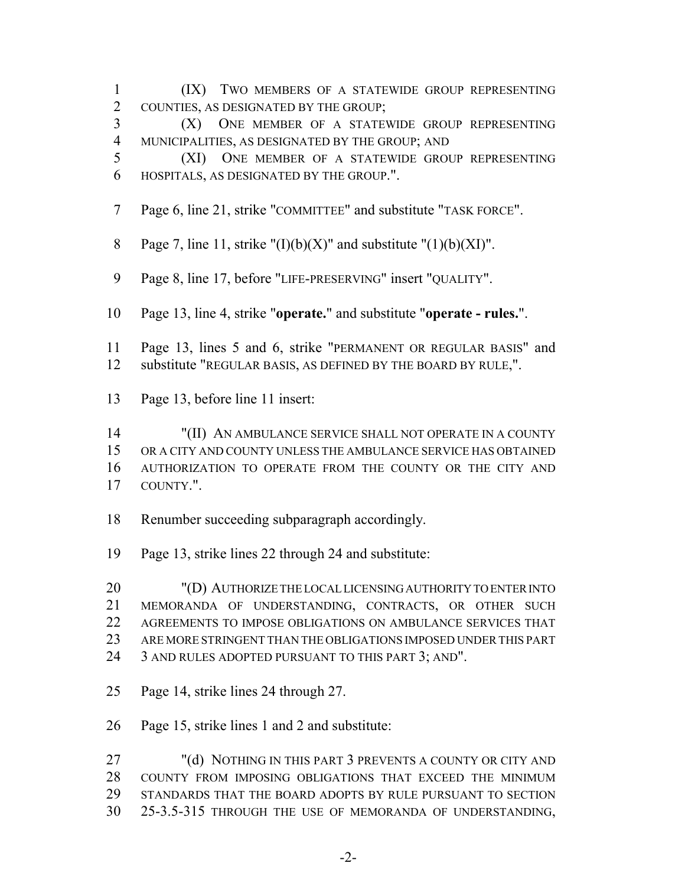(IX) TWO MEMBERS OF A STATEWIDE GROUP REPRESENTING COUNTIES, AS DESIGNATED BY THE GROUP;

(X) ONE MEMBER OF A STATEWIDE GROUP REPRESENTING MUNICIPALITIES, AS DESIGNATED BY THE GROUP; AND

(XI) ONE MEMBER OF A STATEWIDE GROUP REPRESENTING HOSPITALS, AS DESIGNATED BY THE GROUP.".

Page 6, line 21, strike "COMMITTEE" and substitute "TASK FORCE".

Page 7, line 11, strike "(I)(b)(X)" and substitute "(1)(b)(XI)".

Page 8, line 17, before "LIFE-PRESERVING" insert "QUALITY".

Page 13, line 4, strike "**operate.**" and substitute "**operate - rules.**".

Page 13, lines 5 and 6, strike "PERMANENT OR REGULAR BASIS" and substitute "REGULAR BASIS, AS DEFINED BY THE BOARD BY RULE,".

Page 13, before line 11 insert:

"(II) AN AMBULANCE SERVICE SHALL NOT OPERATE IN A COUNTY OR A CITY AND COUNTY UNLESS THE AMBULANCE SERVICE HAS OBTAINED AUTHORIZATION TO OPERATE FROM THE COUNTY OR THE CITY AND COUNTY.".

Renumber succeeding subparagraph accordingly.

Page 13, strike lines 22 through 24 and substitute:

"(D) AUTHORIZE THE LOCAL LICENSING AUTHORITY TO ENTER INTO MEMORANDA OF UNDERSTANDING, CONTRACTS, OR OTHER SUCH AGREEMENTS TO IMPOSE OBLIGATIONS ON AMBULANCE SERVICES THAT ARE MORE STRINGENT THAN THE OBLIGATIONS IMPOSED UNDER THIS PART 3 AND RULES ADOPTED PURSUANT TO THIS PART 3; AND".

Page 14, strike lines 24 through 27.

Page 15, strike lines 1 and 2 and substitute:

"(d) NOTHING IN THIS PART 3 PREVENTS A COUNTY OR CITY AND COUNTY FROM IMPOSING OBLIGATIONS THAT EXCEED THE MINIMUM STANDARDS THAT THE BOARD ADOPTS BY RULE PURSUANT TO SECTION 25-3.5-315 THROUGH THE USE OF MEMORANDA OF UNDERSTANDING,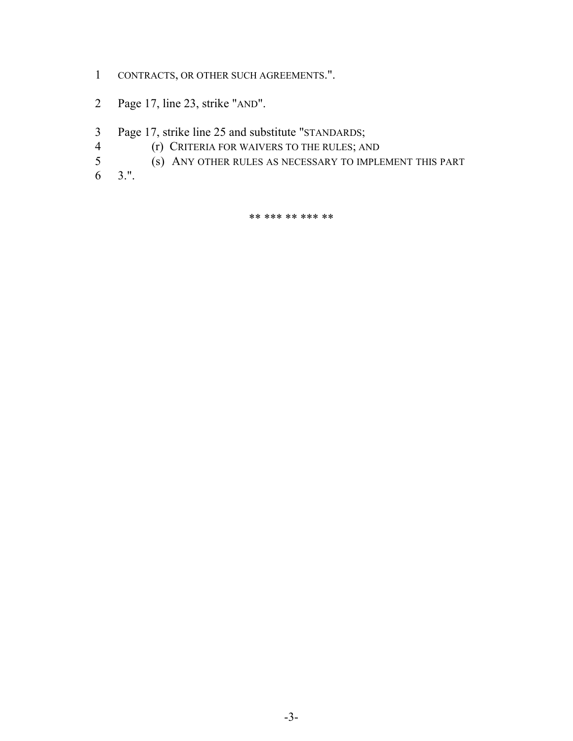1 CONTRACTS, OR OTHER SUCH AGREEMENTS.".

2 Page 17, line 23, strike "AND".

3 Page 17, strike line 25 and substitute "STANDARDS;

4 (r) CRITERIA FOR WAIVERS TO THE RULES; AND

5 (s) ANY OTHER RULES AS NECESSARY TO IMPLEMENT THIS PART

6 3.".

** *** ** *** **